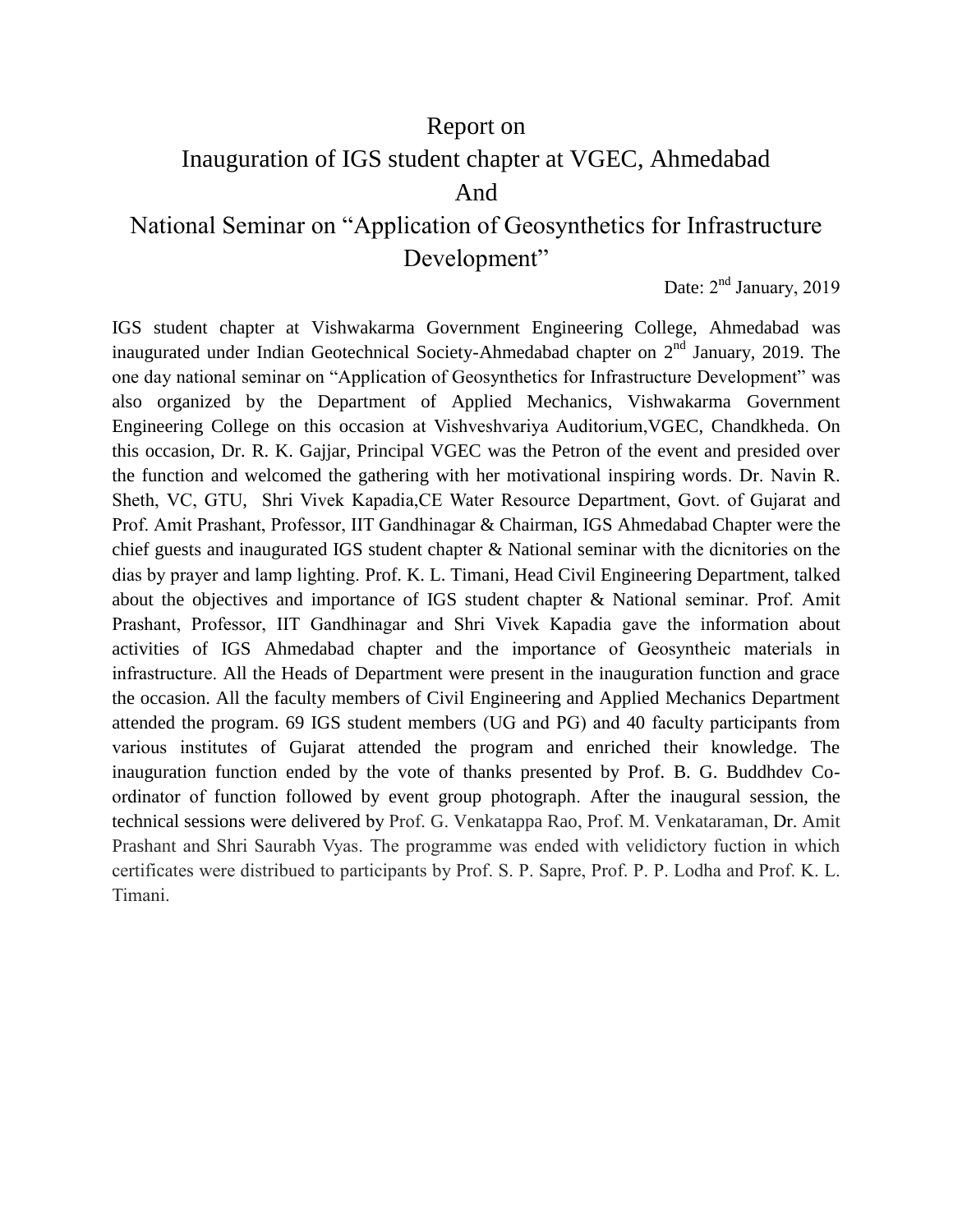# Report on Inauguration of IGS student chapter at VGEC, Ahmedabad And National Seminar on "Application of Geosynthetics for Infrastructure Development"

Date: 2nd January, 2019

IGS student chapter at Vishwakarma Government Engineering College, Ahmedabad was inaugurated under Indian Geotechnical Society-Ahmedabad chapter on 2nd January, 2019. The one day national seminar on "Application of Geosynthetics for Infrastructure Development" was also organized by the Department of Applied Mechanics, Vishwakarma Government Engineering College on this occasion at Vishveshvariya Auditorium,VGEC, Chandkheda. On this occasion, Dr. R. K. Gajjar, Principal VGEC was the Petron of the event and presided over the function and welcomed the gathering with her motivational inspiring words. Dr. Navin R. Sheth, VC, GTU, Shri Vivek Kapadia,CE Water Resource Department, Govt. of Gujarat and Prof. Amit Prashant, Professor, IIT Gandhinagar & Chairman, IGS Ahmedabad Chapter were the chief guests and inaugurated IGS student chapter & National seminar with the dicnitories on the dias by prayer and lamp lighting. Prof. K. L. Timani, Head Civil Engineering Department, talked about the objectives and importance of IGS student chapter & National seminar. Prof. Amit Prashant, Professor, IIT Gandhinagar and Shri Vivek Kapadia gave the information about activities of IGS Ahmedabad chapter and the importance of Geosyntheic materials in infrastructure. All the Heads of Department were present in the inauguration function and grace the occasion. All the faculty members of Civil Engineering and Applied Mechanics Department attended the program. 69 IGS student members (UG and PG) and 40 faculty participants from various institutes of Gujarat attended the program and enriched their knowledge. The inauguration function ended by the vote of thanks presented by Prof. B. G. Buddhdev Co-ordinator of function followed by event group photograph. After the inaugural session, the technical sessions were delivered by Prof. G. Venkatappa Rao, Prof. M. Venkataraman, Dr. Amit Prashant and Shri Saurabh Vyas. The programme was ended with velidictory fuction in which certificates were distribued to participants by Prof. S. P. Sapre, Prof. P. P. Lodha and Prof. K. L. Timani.